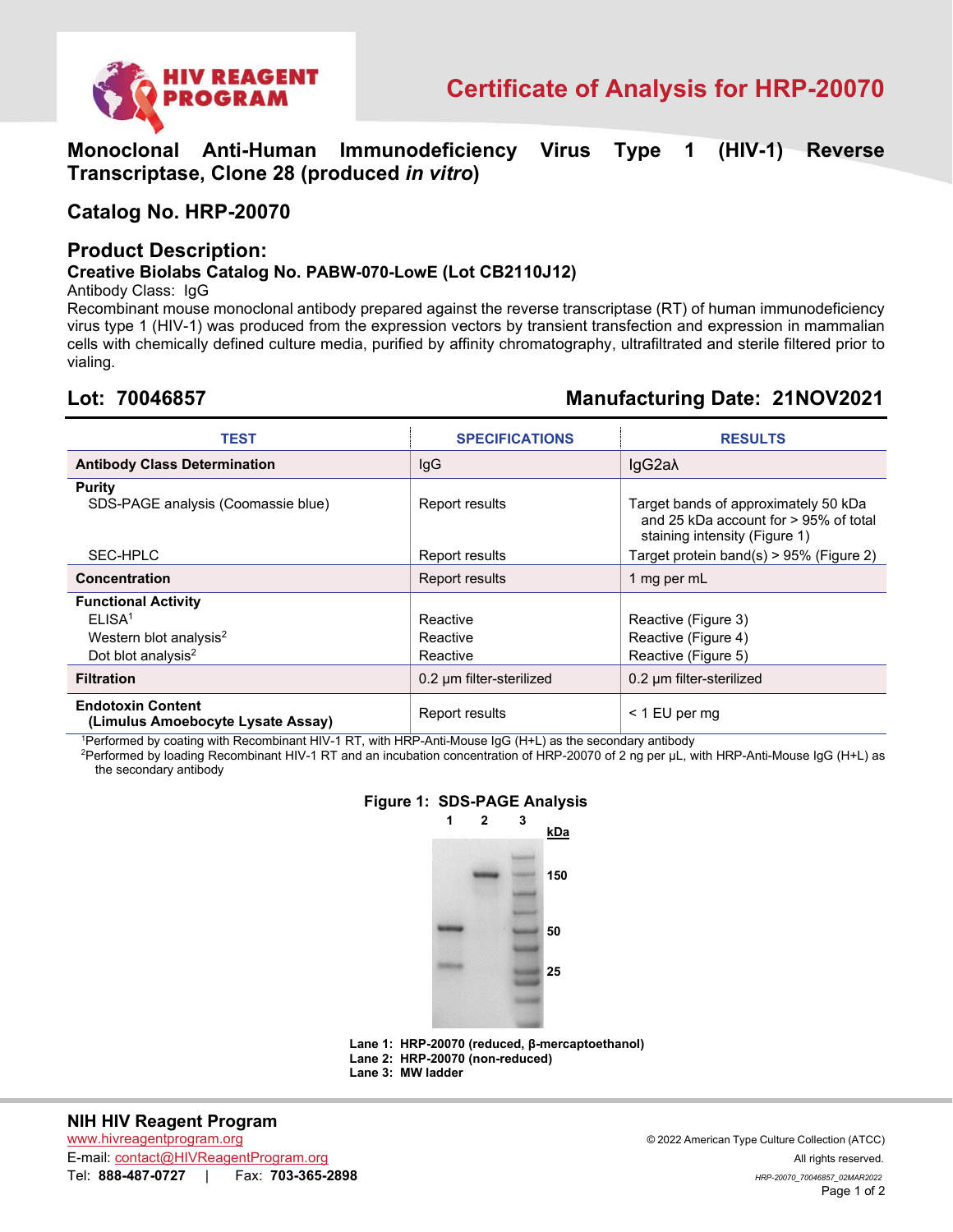# Certificate of Analysis for HRP-20070

## Monoclonal Anti-Human Immunodeficiency Virus Type 1 (HIV-1) Reverse Transcriptase, Clone 28 (produced *in vitro*)

## Catalog No. HRP-20070

## Product Description:

### Creative Biolabs Catalog No. PABW-070-LowE (Lot CB2110J12)

Antibody Class: IgG

Recombinant mouse monoclonal antibody prepared against the reverse transcriptase (RT) of human immunodeficiency virus type 1 (HIV-1) was produced from the expression vectors by transient transfection and expression in mammalian cells with chemically defined culture media, purified by affinity chromatography, ultrafiltrated and sterile filtered prior to vialing.

## Lot: 70046857 — Manufacturing Date: 21NOV2021

| TEST | SPECIFICATIONS | RESULTS |
|---|---|---|
| **Antibody Class Determination** | IgG | IgG2aλ |
| **Purity** | | |
| SDS-PAGE analysis (Coomassie blue) | Report results | Target bands of approximately 50 kDa and 25 kDa account for > 95% of total staining intensity (Figure 1) |
| SEC-HPLC | Report results | Target protein band(s) > 95% (Figure 2) |
| **Concentration** | Report results | 1 mg per mL |
| **Functional Activity** | | |
| ELISA[1] | Reactive | Reactive (Figure 3) |
| Western blot analysis[2] | Reactive | Reactive (Figure 4) |
| Dot blot analysis[2] | Reactive | Reactive (Figure 5) |
| **Filtration** | 0.2 µm filter-sterilized | 0.2 µm filter-sterilized |
| **Endotoxin Content (Limulus Amoebocyte Lysate Assay)** | Report results | < 1 EU per mg |

[1]Performed by coating with Recombinant HIV-1 RT, with HRP-Anti-Mouse IgG (H+L) as the secondary antibody

[2]Performed by loading Recombinant HIV-1 RT and an incubation concentration of HRP-20070 of 2 ng per µL, with HRP-Anti-Mouse IgG (H+L) as the secondary antibody

**Figure 1: SDS-PAGE Analysis**

**Lane 1: HRP-20070 (reduced, β-mercaptoethanol)**
**Lane 2: HRP-20070 (non-reduced)**
**Lane 3: MW ladder**

**NIH HIV Reagent Program**
www.hivreagentprogram.org
E-mail: contact@HIVReagentProgram.org
Tel: **888-487-0727** | Fax: **703-365-2898**

© 2022 American Type Culture Collection (ATCC)
All rights reserved.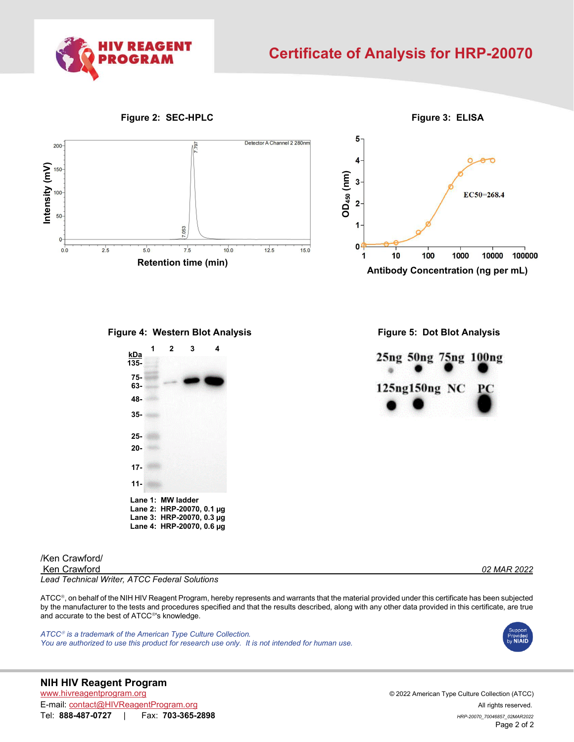# Certificate of Analysis for HRP-20070

**Figure 2: SEC-HPLC**

Intensity (mV)

200
150
100
50
0

Detector A Channel 2 280nm

7.797

7.053

0.0
2.5
5.0
7.5
10.0
12.5
15.0

Retention time (min)

**Figure 3: ELISA**

$OD_{450}$ (nm)

5
4
3
2
1
0

EC50=268.4

1
10
100
1000
10000
100000

Antibody Concentration (ng per mL)

**Figure 4: Western Blot Analysis**

1 2 3 4

kDa

135-
75-
63-
48-
35-
25-
20-
17-
11-

Lane 1: MW ladder
Lane 2: HRP-20070, 0.1 µg
Lane 3: HRP-20070, 0.3 µg
Lane 4: HRP-20070, 0.6 µg

**Figure 5: Dot Blot Analysis**

25ng 50ng 75ng 100ng

125ng 150ng NC PC

/Ken Crawford/
Ken Crawford
*Lead Technical Writer, ATCC Federal Solutions*

*02 MAR 2022*

ATCC®, on behalf of the NIH HIV Reagent Program, hereby represents and warrants that the material provided under this certificate has been subjected by the manufacturer to the tests and procedures specified and that the results described, along with any other data provided in this certificate, are true and accurate to the best of ATCC®'s knowledge.

*ATCC® is a trademark of the American Type Culture Collection.*
*You are authorized to use this product for research use only. It is not intended for human use.*

**NIH HIV Reagent Program**
www.hivreagentprogram.org
E-mail: contact@HIVReagentProgram.org
Tel: **888-487-0727** | Fax: **703-365-2898**

© 2022 American Type Culture Collection (ATCC)
All rights reserved.
HRP-20070_70046857_02MAR2022